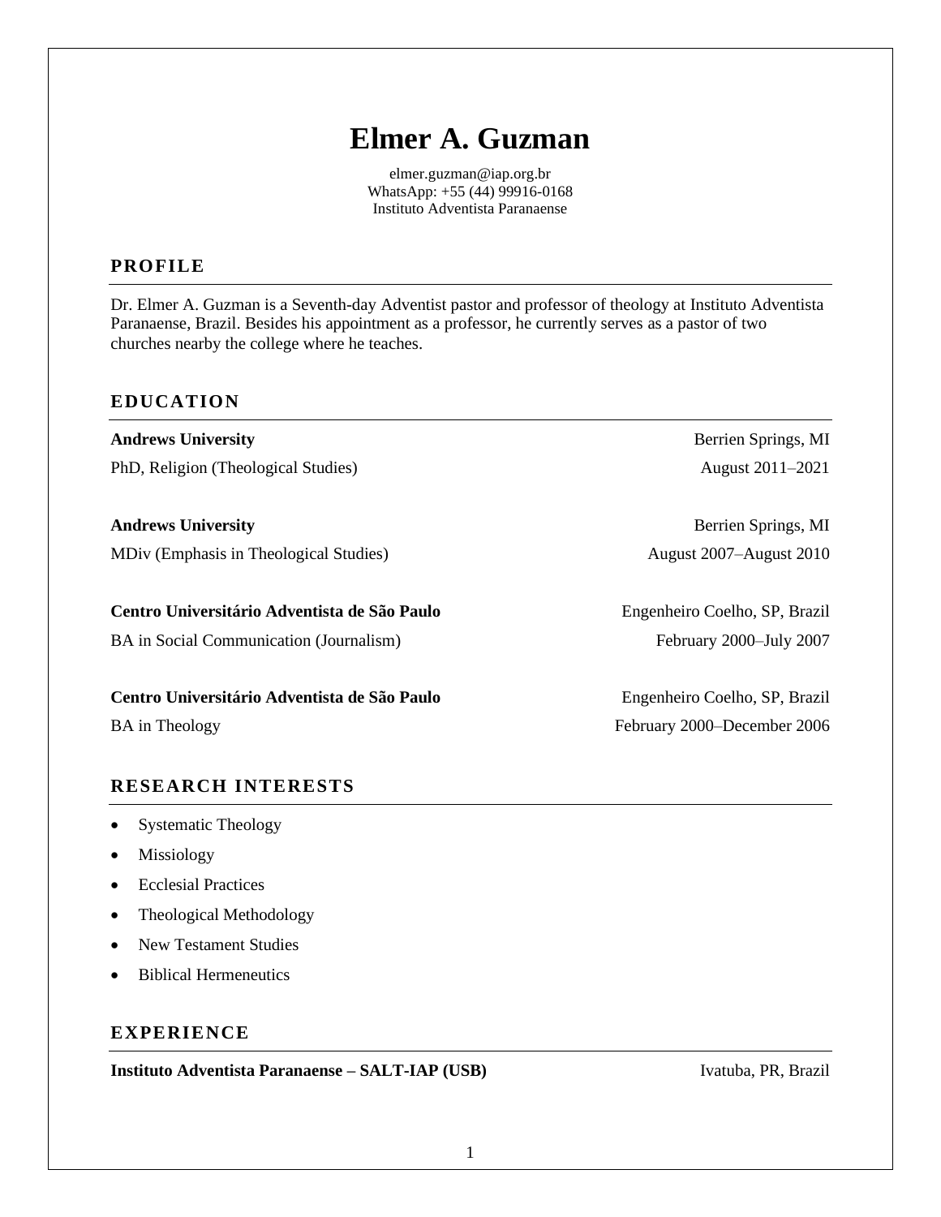# Elmer A. Guzman

elmer.guzman@iap.org.br
WhatsApp: +55 (44) 99916-0168
Instituto Adventista Paranaense

## PROFILE

Dr. Elmer A. Guzman is a Seventh-day Adventist pastor and professor of theology at Instituto Adventista Paranaense, Brazil. Besides his appointment as a professor, he currently serves as a pastor of two churches nearby the college where he teaches.

## EDUCATION

**Andrews University** — Berrien Springs, MI
PhD, Religion (Theological Studies) — August 2011–2021

**Andrews University** — Berrien Springs, MI
MDiv (Emphasis in Theological Studies) — August 2007–August 2010

**Centro Universitário Adventista de São Paulo** — Engenheiro Coelho, SP, Brazil
BA in Social Communication (Journalism) — February 2000–July 2007

**Centro Universitário Adventista de São Paulo** — Engenheiro Coelho, SP, Brazil
BA in Theology — February 2000–December 2006

## RESEARCH INTERESTS

- Systematic Theology
- Missiology
- Ecclesial Practices
- Theological Methodology
- New Testament Studies
- Biblical Hermeneutics

## EXPERIENCE

**Instituto Adventista Paranaense – SALT-IAP (USB)** — Ivatuba, PR, Brazil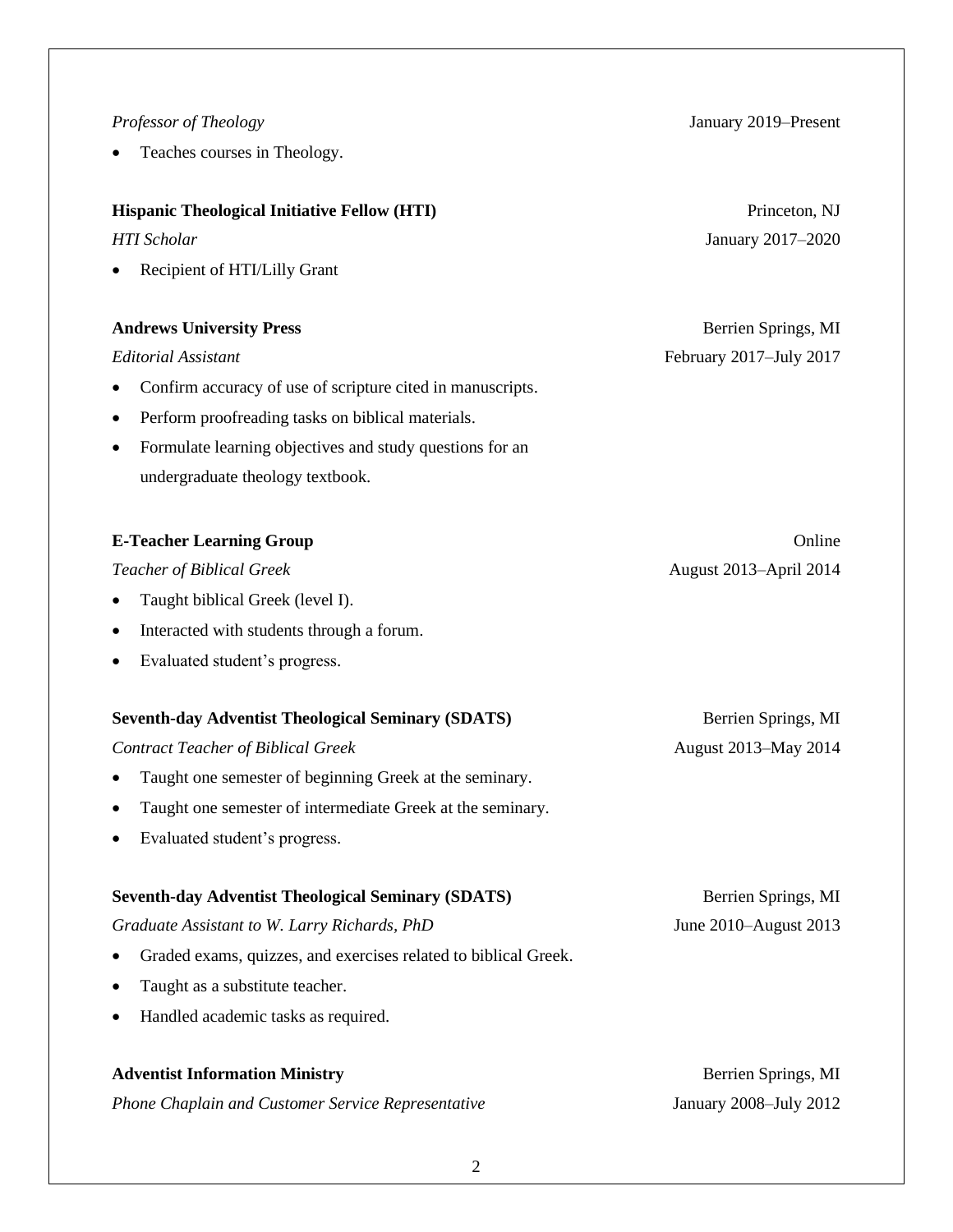*Professor of Theology* — January 2019–Present

- Teaches courses in Theology.

**Hispanic Theological Initiative Fellow (HTI)** — Princeton, NJ

*HTI Scholar* — January 2017–2020

- Recipient of HTI/Lilly Grant

**Andrews University Press** — Berrien Springs, MI

*Editorial Assistant* — February 2017–July 2017

- Confirm accuracy of use of scripture cited in manuscripts.
- Perform proofreading tasks on biblical materials.
- Formulate learning objectives and study questions for an undergraduate theology textbook.

**E-Teacher Learning Group** — Online

*Teacher of Biblical Greek* — August 2013–April 2014

- Taught biblical Greek (level I).
- Interacted with students through a forum.
- Evaluated student's progress.

**Seventh-day Adventist Theological Seminary (SDATS)** — Berrien Springs, MI

*Contract Teacher of Biblical Greek* — August 2013–May 2014

- Taught one semester of beginning Greek at the seminary.
- Taught one semester of intermediate Greek at the seminary.
- Evaluated student's progress.

**Seventh-day Adventist Theological Seminary (SDATS)** — Berrien Springs, MI

*Graduate Assistant to W. Larry Richards, PhD* — June 2010–August 2013

- Graded exams, quizzes, and exercises related to biblical Greek.
- Taught as a substitute teacher.
- Handled academic tasks as required.

**Adventist Information Ministry** — Berrien Springs, MI

*Phone Chaplain and Customer Service Representative* — January 2008–July 2012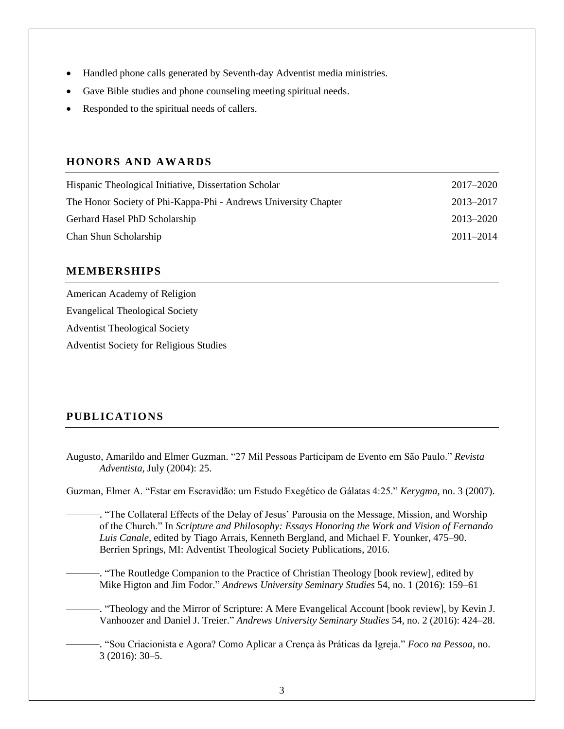- Handled phone calls generated by Seventh-day Adventist media ministries.
- Gave Bible studies and phone counseling meeting spiritual needs.
- Responded to the spiritual needs of callers.

## HONORS AND AWARDS

| | |
|---|---|
| Hispanic Theological Initiative, Dissertation Scholar | 2017–2020 |
| The Honor Society of Phi-Kappa-Phi - Andrews University Chapter | 2013–2017 |
| Gerhard Hasel PhD Scholarship | 2013–2020 |
| Chan Shun Scholarship | 2011–2014 |

## MEMBERSHIPS

American Academy of Religion

Evangelical Theological Society

Adventist Theological Society

Adventist Society for Religious Studies

## PUBLICATIONS

Augusto, Amarildo and Elmer Guzman. "27 Mil Pessoas Participam de Evento em São Paulo." *Revista Adventista*, July (2004): 25.

Guzman, Elmer A. "Estar em Escravidão: um Estudo Exegético de Gálatas 4:25." *Kerygma*, no. 3 (2007).

———. "The Collateral Effects of the Delay of Jesus' Parousia on the Message, Mission, and Worship of the Church." In *Scripture and Philosophy: Essays Honoring the Work and Vision of Fernando Luis Canale*, edited by Tiago Arrais, Kenneth Bergland, and Michael F. Younker, 475–90. Berrien Springs, MI: Adventist Theological Society Publications, 2016.

———. "The Routledge Companion to the Practice of Christian Theology [book review], edited by Mike Higton and Jim Fodor." *Andrews University Seminary Studies* 54, no. 1 (2016): 159–61

———. "Theology and the Mirror of Scripture: A Mere Evangelical Account [book review], by Kevin J. Vanhoozer and Daniel J. Treier." *Andrews University Seminary Studies* 54, no. 2 (2016): 424–28.

———. "Sou Criacionista e Agora? Como Aplicar a Crença às Práticas da Igreja." *Foco na Pessoa*, no. 3 (2016): 30–5.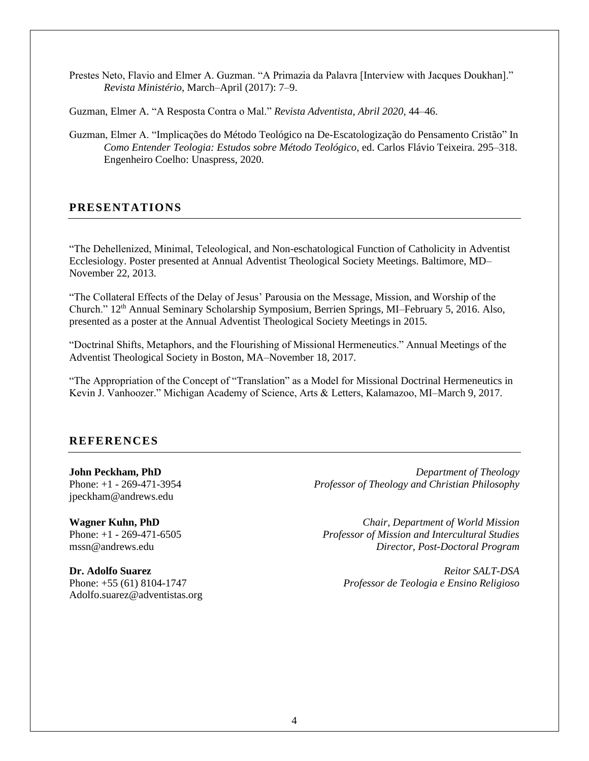Prestes Neto, Flavio and Elmer A. Guzman. "A Primazia da Palavra [Interview with Jacques Doukhan]." *Revista Ministério*, March–April (2017): 7–9.

Guzman, Elmer A. "A Resposta Contra o Mal." *Revista Adventista, Abril 2020,* 44–46.

Guzman, Elmer A. "Implicações do Método Teológico na De-Escatologização do Pensamento Cristão" In *Como Entender Teologia: Estudos sobre Método Teológico,* ed. Carlos Flávio Teixeira. 295–318. Engenheiro Coelho: Unaspress, 2020.

## PRESENTATIONS

"The Dehellenized, Minimal, Teleological, and Non-eschatological Function of Catholicity in Adventist Ecclesiology. Poster presented at Annual Adventist Theological Society Meetings. Baltimore, MD–November 22, 2013.

"The Collateral Effects of the Delay of Jesus' Parousia on the Message, Mission, and Worship of the Church." 12th Annual Seminary Scholarship Symposium, Berrien Springs, MI–February 5, 2016. Also, presented as a poster at the Annual Adventist Theological Society Meetings in 2015.

"Doctrinal Shifts, Metaphors, and the Flourishing of Missional Hermeneutics." Annual Meetings of the Adventist Theological Society in Boston, MA–November 18, 2017.

"The Appropriation of the Concept of "Translation" as a Model for Missional Doctrinal Hermeneutics in Kevin J. Vanhoozer." Michigan Academy of Science, Arts & Letters, Kalamazoo, MI–March 9, 2017.

## REFERENCES

**John Peckham, PhD**
Phone: +1 - 269-471-3954
jpeckham@andrews.edu

*Department of Theology*
*Professor of Theology and Christian Philosophy*

**Wagner Kuhn, PhD**
Phone: +1 - 269-471-6505
mssn@andrews.edu

*Chair, Department of World Mission*
*Professor of Mission and Intercultural Studies*
*Director, Post-Doctoral Program*

**Dr. Adolfo Suarez**
Phone: +55 (61) 8104-1747
Adolfo.suarez@adventistas.org

*Reitor SALT-DSA*
*Professor de Teologia e Ensino Religioso*